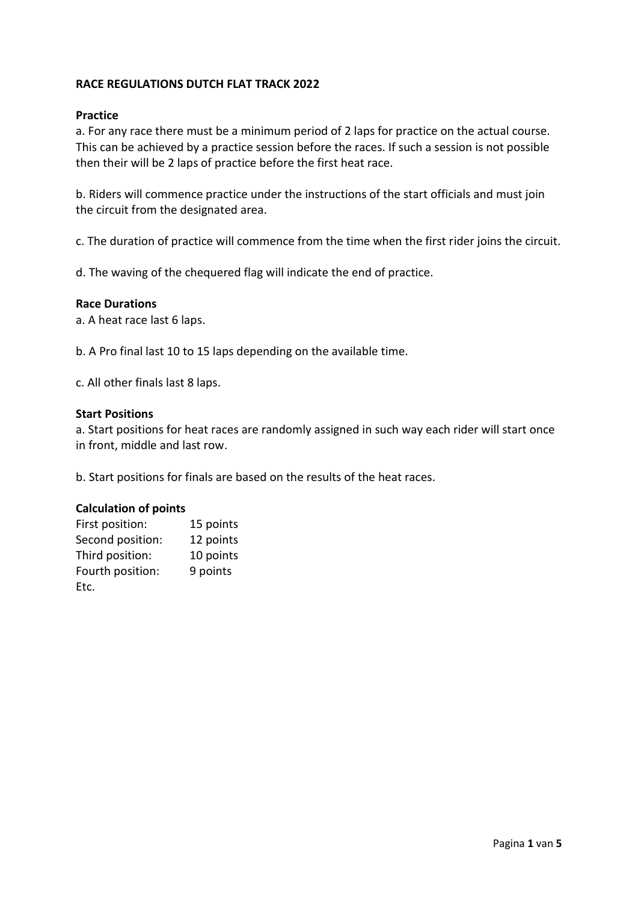# RACE REGULATIONS DUTCH FLAT TRACK 2022

## Practice

a. For any race there must be a minimum period of 2 laps for practice on the actual course. This can be achieved by a practice session before the races. If such a session is not possible then their will be 2 laps of practice before the first heat race.

b. Riders will commence practice under the instructions of the start officials and must join the circuit from the designated area.

c. The duration of practice will commence from the time when the first rider joins the circuit.

d. The waving of the chequered flag will indicate the end of practice.

## Race Durations

a. A heat race last 6 laps.

b. A Pro final last 10 to 15 laps depending on the available time.

c. All other finals last 8 laps.

## Start Positions

a. Start positions for heat races are randomly assigned in such way each rider will start once in front, middle and last row.

b. Start positions for finals are based on the results of the heat races.

## Calculation of points

| | |
|---|---|
| First position: | 15 points |
| Second position: | 12 points |
| Third position: | 10 points |
| Fourth position: | 9 points |
| Etc. | |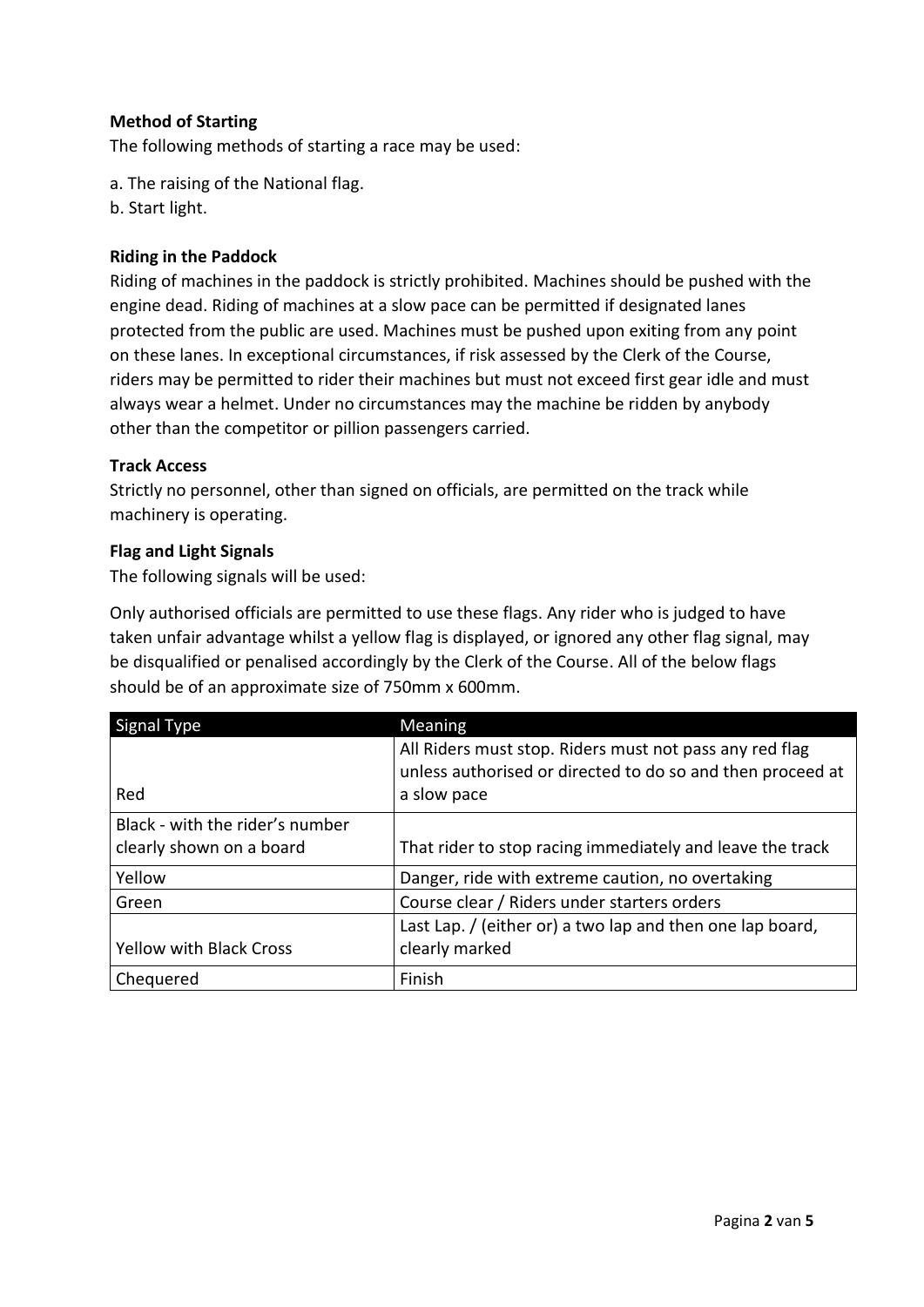**Method of Starting**

The following methods of starting a race may be used:

a. The raising of the National flag.
b. Start light.

**Riding in the Paddock**

Riding of machines in the paddock is strictly prohibited. Machines should be pushed with the engine dead. Riding of machines at a slow pace can be permitted if designated lanes protected from the public are used. Machines must be pushed upon exiting from any point on these lanes. In exceptional circumstances, if risk assessed by the Clerk of the Course, riders may be permitted to rider their machines but must not exceed first gear idle and must always wear a helmet. Under no circumstances may the machine be ridden by anybody other than the competitor or pillion passengers carried.

**Track Access**

Strictly no personnel, other than signed on officials, are permitted on the track while machinery is operating.

**Flag and Light Signals**

The following signals will be used:

Only authorised officials are permitted to use these flags. Any rider who is judged to have taken unfair advantage whilst a yellow flag is displayed, or ignored any other flag signal, may be disqualified or penalised accordingly by the Clerk of the Course. All of the below flags should be of an approximate size of 750mm x 600mm.

| Signal Type | Meaning |
|---|---|
| Red | All Riders must stop. Riders must not pass any red flag unless authorised or directed to do so and then proceed at a slow pace |
| Black - with the rider's number clearly shown on a board | That rider to stop racing immediately and leave the track |
| Yellow | Danger, ride with extreme caution, no overtaking |
| Green | Course clear / Riders under starters orders |
| Yellow with Black Cross | Last Lap. / (either or) a two lap and then one lap board, clearly marked |
| Chequered | Finish |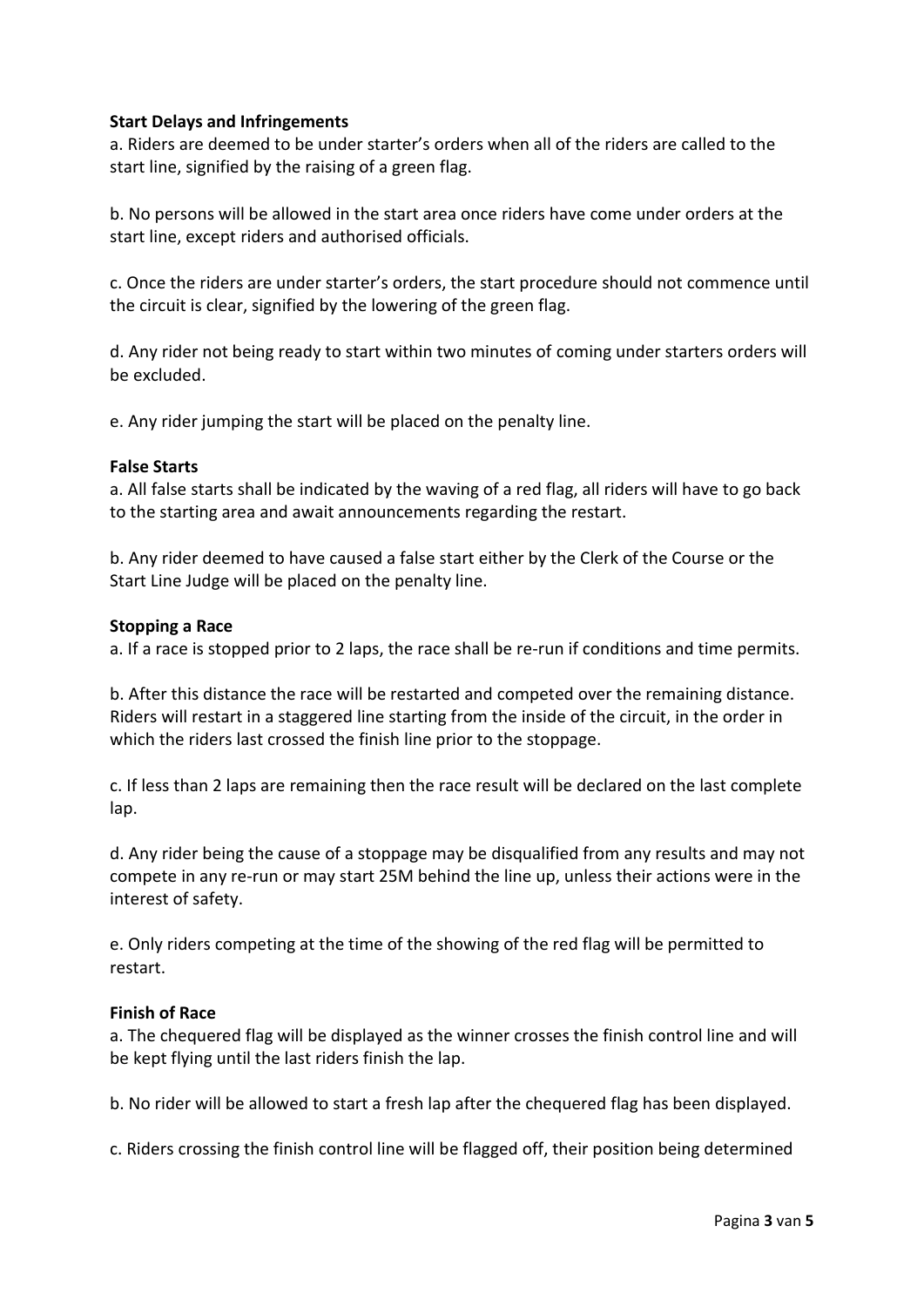**Start Delays and Infringements**

a. Riders are deemed to be under starter's orders when all of the riders are called to the start line, signified by the raising of a green flag.

b. No persons will be allowed in the start area once riders have come under orders at the start line, except riders and authorised officials.

c. Once the riders are under starter's orders, the start procedure should not commence until the circuit is clear, signified by the lowering of the green flag.

d. Any rider not being ready to start within two minutes of coming under starters orders will be excluded.

e. Any rider jumping the start will be placed on the penalty line.

**False Starts**

a. All false starts shall be indicated by the waving of a red flag, all riders will have to go back to the starting area and await announcements regarding the restart.

b. Any rider deemed to have caused a false start either by the Clerk of the Course or the Start Line Judge will be placed on the penalty line.

**Stopping a Race**

a. If a race is stopped prior to 2 laps, the race shall be re-run if conditions and time permits.

b. After this distance the race will be restarted and competed over the remaining distance. Riders will restart in a staggered line starting from the inside of the circuit, in the order in which the riders last crossed the finish line prior to the stoppage.

c. If less than 2 laps are remaining then the race result will be declared on the last complete lap.

d. Any rider being the cause of a stoppage may be disqualified from any results and may not compete in any re-run or may start 25M behind the line up, unless their actions were in the interest of safety.

e. Only riders competing at the time of the showing of the red flag will be permitted to restart.

**Finish of Race**

a. The chequered flag will be displayed as the winner crosses the finish control line and will be kept flying until the last riders finish the lap.

b. No rider will be allowed to start a fresh lap after the chequered flag has been displayed.

c. Riders crossing the finish control line will be flagged off, their position being determined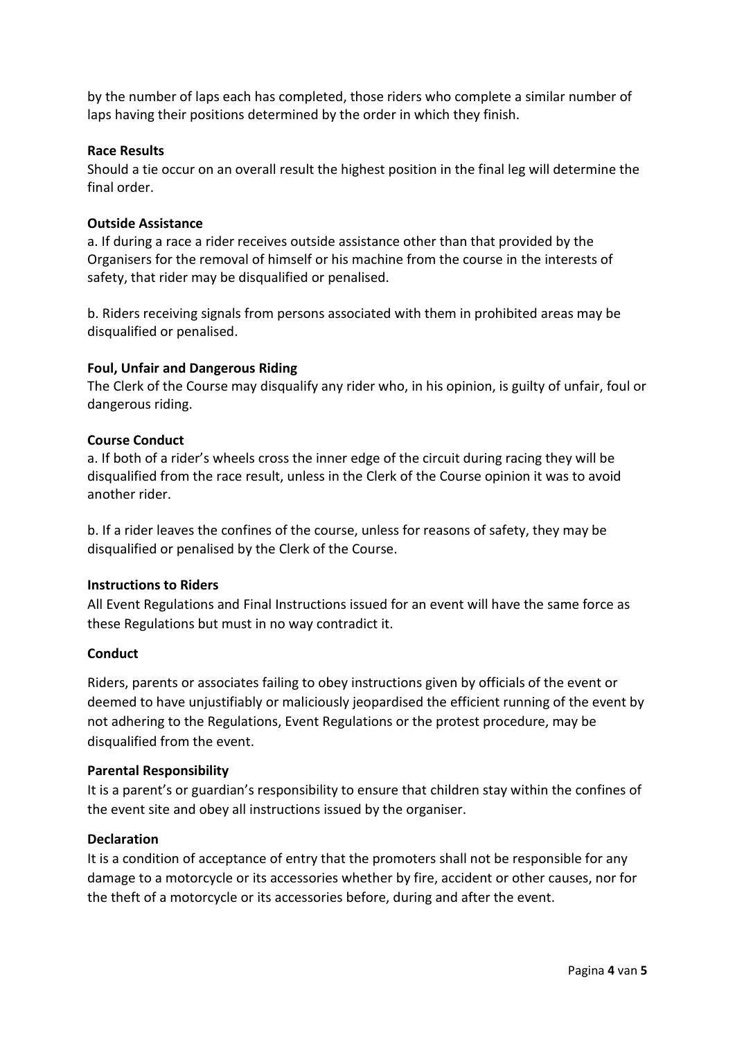by the number of laps each has completed, those riders who complete a similar number of laps having their positions determined by the order in which they finish.

**Race Results**

Should a tie occur on an overall result the highest position in the final leg will determine the final order.

**Outside Assistance**

a. If during a race a rider receives outside assistance other than that provided by the Organisers for the removal of himself or his machine from the course in the interests of safety, that rider may be disqualified or penalised.

b. Riders receiving signals from persons associated with them in prohibited areas may be disqualified or penalised.

**Foul, Unfair and Dangerous Riding**

The Clerk of the Course may disqualify any rider who, in his opinion, is guilty of unfair, foul or dangerous riding.

**Course Conduct**

a. If both of a rider's wheels cross the inner edge of the circuit during racing they will be disqualified from the race result, unless in the Clerk of the Course opinion it was to avoid another rider.

b. If a rider leaves the confines of the course, unless for reasons of safety, they may be disqualified or penalised by the Clerk of the Course.

**Instructions to Riders**

All Event Regulations and Final Instructions issued for an event will have the same force as these Regulations but must in no way contradict it.

**Conduct**

Riders, parents or associates failing to obey instructions given by officials of the event or deemed to have unjustifiably or maliciously jeopardised the efficient running of the event by not adhering to the Regulations, Event Regulations or the protest procedure, may be disqualified from the event.

**Parental Responsibility**

It is a parent's or guardian's responsibility to ensure that children stay within the confines of the event site and obey all instructions issued by the organiser.

**Declaration**

It is a condition of acceptance of entry that the promoters shall not be responsible for any damage to a motorcycle or its accessories whether by fire, accident or other causes, nor for the theft of a motorcycle or its accessories before, during and after the event.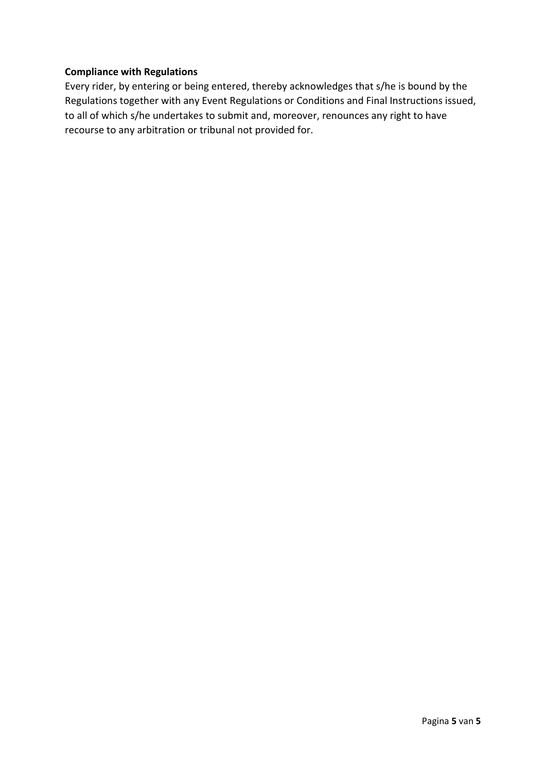**Compliance with Regulations**

Every rider, by entering or being entered, thereby acknowledges that s/he is bound by the Regulations together with any Event Regulations or Conditions and Final Instructions issued, to all of which s/he undertakes to submit and, moreover, renounces any right to have recourse to any arbitration or tribunal not provided for.